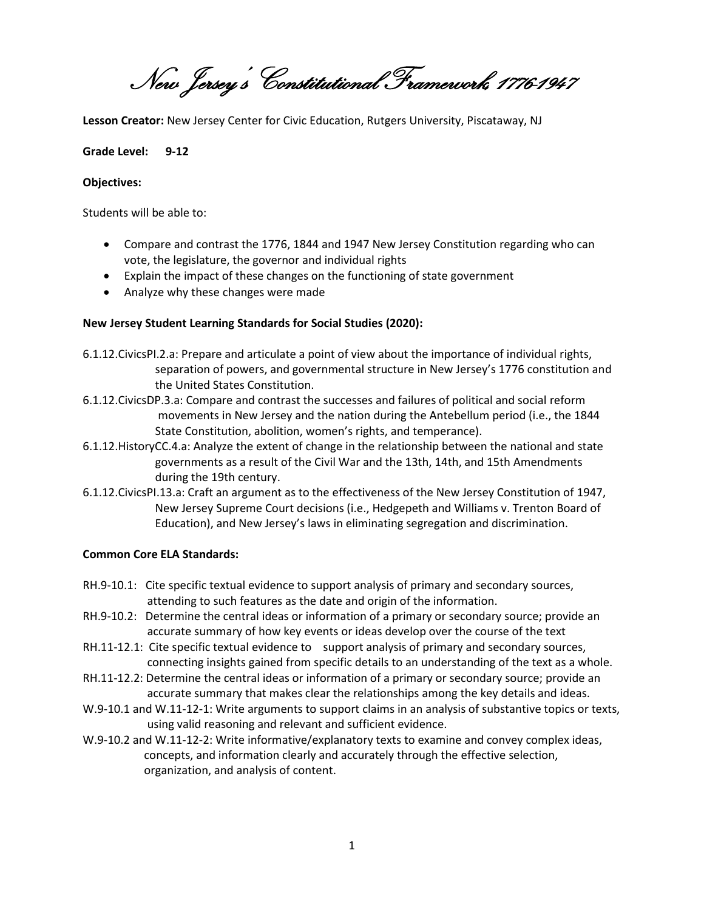# New Jersey's Constitutional Framework: 1776-1947

**Lesson Creator:** New Jersey Center for Civic Education, Rutgers University, Piscataway, NJ

**Grade Level: 9-12**

**Objectives:**

Students will be able to:

- Compare and contrast the 1776, 1844 and 1947 New Jersey Constitution regarding who can vote, the legislature, the governor and individual rights
- Explain the impact of these changes on the functioning of state government
- Analyze why these changes were made

**New Jersey Student Learning Standards for Social Studies (2020):**

6.1.12.CivicsPI.2.a: Prepare and articulate a point of view about the importance of individual rights, separation of powers, and governmental structure in New Jersey's 1776 constitution and the United States Constitution.

6.1.12.CivicsDP.3.a: Compare and contrast the successes and failures of political and social reform movements in New Jersey and the nation during the Antebellum period (i.e., the 1844 State Constitution, abolition, women's rights, and temperance).

6.1.12.HistoryCC.4.a: Analyze the extent of change in the relationship between the national and state governments as a result of the Civil War and the 13th, 14th, and 15th Amendments during the 19th century.

6.1.12.CivicsPI.13.a: Craft an argument as to the effectiveness of the New Jersey Constitution of 1947, New Jersey Supreme Court decisions (i.e., Hedgepeth and Williams v. Trenton Board of Education), and New Jersey's laws in eliminating segregation and discrimination.

**Common Core ELA Standards:**

RH.9-10.1: Cite specific textual evidence to support analysis of primary and secondary sources, attending to such features as the date and origin of the information.

RH.9-10.2: Determine the central ideas or information of a primary or secondary source; provide an accurate summary of how key events or ideas develop over the course of the text

RH.11-12.1: Cite specific textual evidence to support analysis of primary and secondary sources, connecting insights gained from specific details to an understanding of the text as a whole.

RH.11-12.2: Determine the central ideas or information of a primary or secondary source; provide an accurate summary that makes clear the relationships among the key details and ideas.

W.9-10.1 and W.11-12-1: Write arguments to support claims in an analysis of substantive topics or texts, using valid reasoning and relevant and sufficient evidence.

W.9-10.2 and W.11-12-2: Write informative/explanatory texts to examine and convey complex ideas, concepts, and information clearly and accurately through the effective selection, organization, and analysis of content.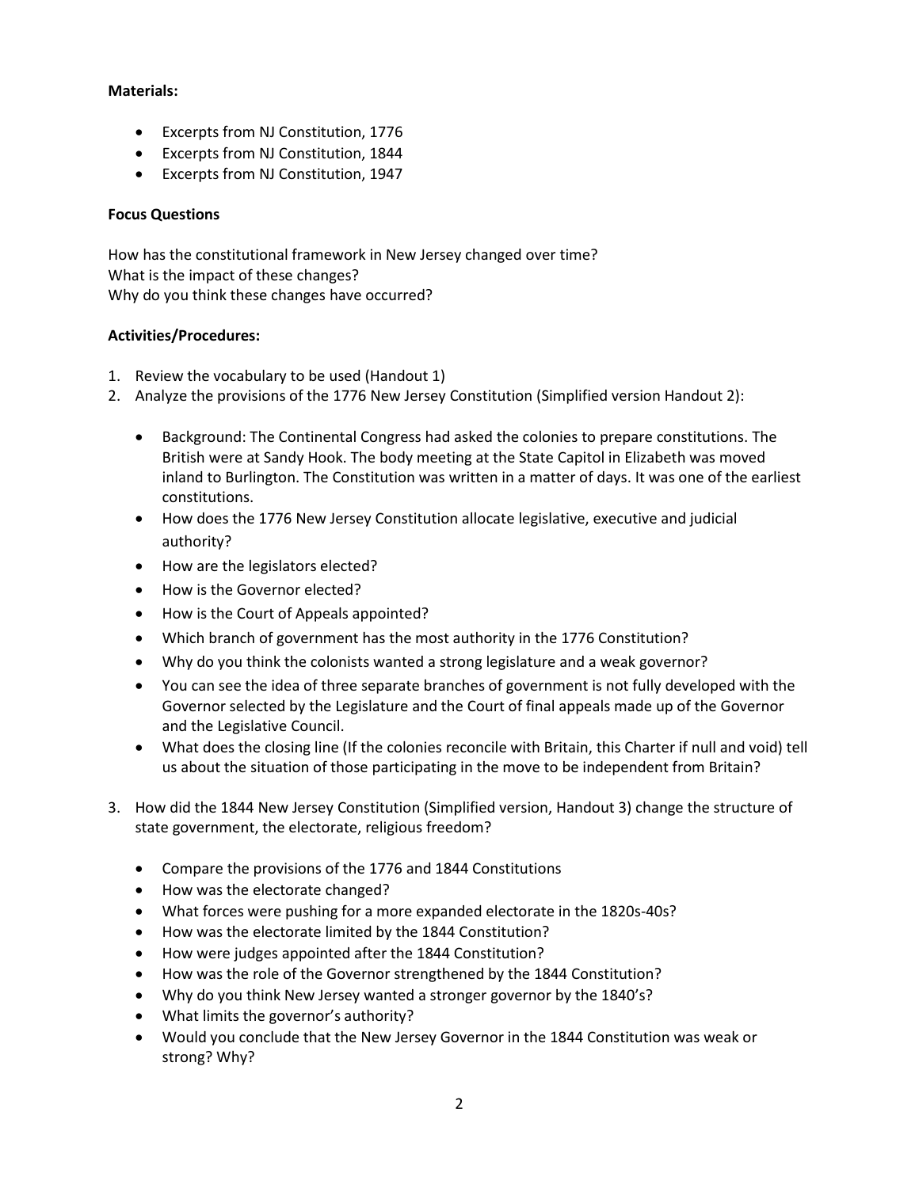**Materials:**

- Excerpts from NJ Constitution, 1776
- Excerpts from NJ Constitution, 1844
- Excerpts from NJ Constitution, 1947

**Focus Questions**

How has the constitutional framework in New Jersey changed over time?
What is the impact of these changes?
Why do you think these changes have occurred?

**Activities/Procedures:**

1. Review the vocabulary to be used (Handout 1)
2. Analyze the provisions of the 1776 New Jersey Constitution (Simplified version Handout 2):

    - Background: The Continental Congress had asked the colonies to prepare constitutions. The British were at Sandy Hook. The body meeting at the State Capitol in Elizabeth was moved inland to Burlington. The Constitution was written in a matter of days. It was one of the earliest constitutions.
    - How does the 1776 New Jersey Constitution allocate legislative, executive and judicial authority?
    - How are the legislators elected?
    - How is the Governor elected?
    - How is the Court of Appeals appointed?
    - Which branch of government has the most authority in the 1776 Constitution?
    - Why do you think the colonists wanted a strong legislature and a weak governor?
    - You can see the idea of three separate branches of government is not fully developed with the Governor selected by the Legislature and the Court of final appeals made up of the Governor and the Legislative Council.
    - What does the closing line (If the colonies reconcile with Britain, this Charter if null and void) tell us about the situation of those participating in the move to be independent from Britain?

3. How did the 1844 New Jersey Constitution (Simplified version, Handout 3) change the structure of state government, the electorate, religious freedom?

    - Compare the provisions of the 1776 and 1844 Constitutions
    - How was the electorate changed?
    - What forces were pushing for a more expanded electorate in the 1820s-40s?
    - How was the electorate limited by the 1844 Constitution?
    - How were judges appointed after the 1844 Constitution?
    - How was the role of the Governor strengthened by the 1844 Constitution?
    - Why do you think New Jersey wanted a stronger governor by the 1840's?
    - What limits the governor's authority?
    - Would you conclude that the New Jersey Governor in the 1844 Constitution was weak or strong? Why?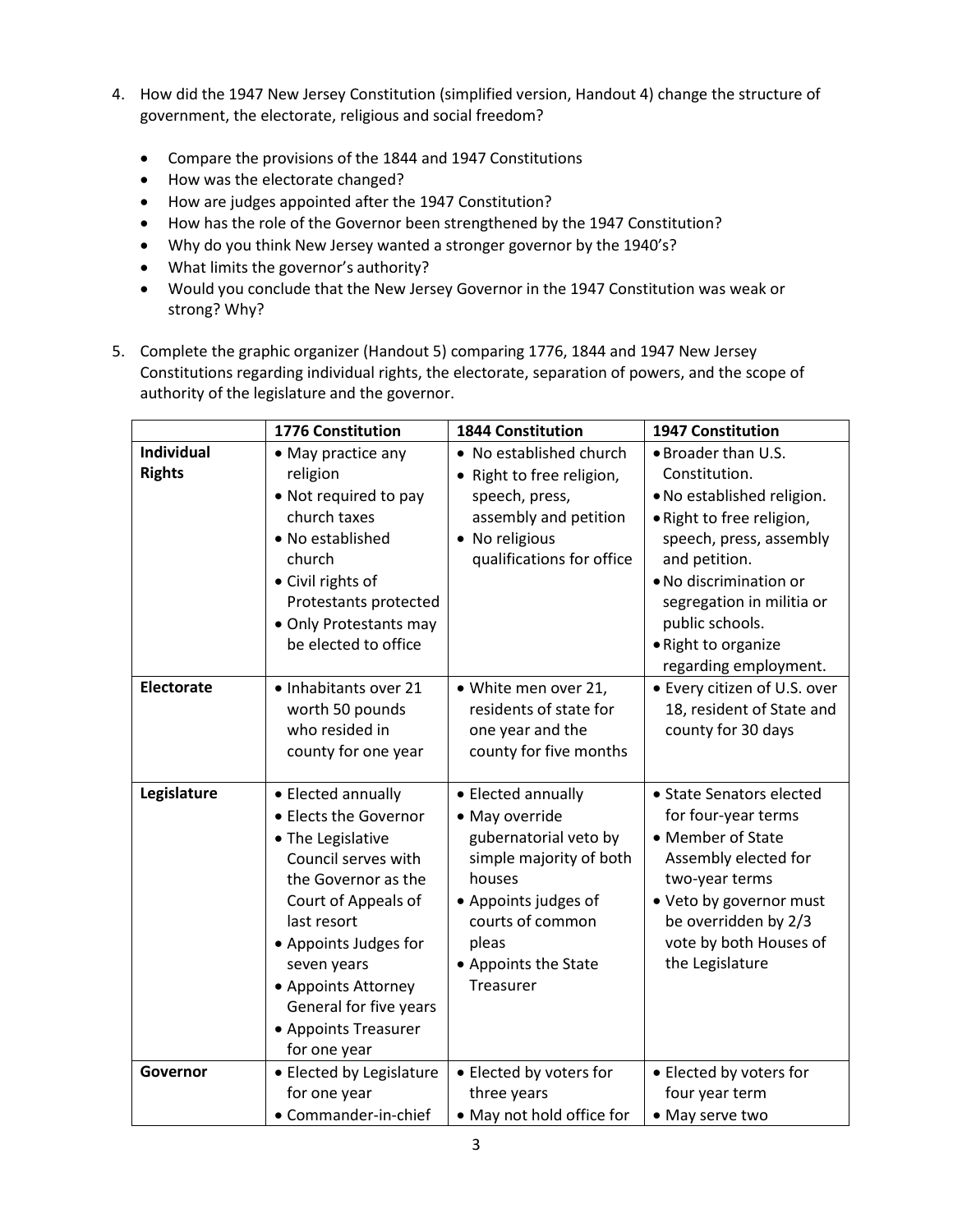4. How did the 1947 New Jersey Constitution (simplified version, Handout 4) change the structure of government, the electorate, religious and social freedom?

    - Compare the provisions of the 1844 and 1947 Constitutions
    - How was the electorate changed?
    - How are judges appointed after the 1947 Constitution?
    - How has the role of the Governor been strengthened by the 1947 Constitution?
    - Why do you think New Jersey wanted a stronger governor by the 1940's?
    - What limits the governor's authority?
    - Would you conclude that the New Jersey Governor in the 1947 Constitution was weak or strong? Why?

5. Complete the graphic organizer (Handout 5) comparing 1776, 1844 and 1947 New Jersey Constitutions regarding individual rights, the electorate, separation of powers, and the scope of authority of the legislature and the governor.

| | **1776 Constitution** | **1844 Constitution** | **1947 Constitution** |
|---|---|---|---|
| **Individual Rights** | • May practice any religion<br>• Not required to pay church taxes<br>• No established church<br>• Civil rights of Protestants protected<br>• Only Protestants may be elected to office | • No established church<br>• Right to free religion, speech, press, assembly and petition<br>• No religious qualifications for office | • Broader than U.S. Constitution.<br>• No established religion.<br>• Right to free religion, speech, press, assembly and petition.<br>• No discrimination or segregation in militia or public schools.<br>• Right to organize regarding employment. |
| **Electorate** | • Inhabitants over 21 worth 50 pounds who resided in county for one year | • White men over 21, residents of state for one year and the county for five months | • Every citizen of U.S. over 18, resident of State and county for 30 days |
| **Legislature** | • Elected annually<br>• Elects the Governor<br>• The Legislative Council serves with the Governor as the Court of Appeals of last resort<br>• Appoints Judges for seven years<br>• Appoints Attorney General for five years<br>• Appoints Treasurer for one year | • Elected annually<br>• May override gubernatorial veto by simple majority of both houses<br>• Appoints judges of courts of common pleas<br>• Appoints the State Treasurer | • State Senators elected for four-year terms<br>• Member of State Assembly elected for two-year terms<br>• Veto by governor must be overridden by 2/3 vote by both Houses of the Legislature |
| **Governor** | • Elected by Legislature for one year<br>• Commander-in-chief | • Elected by voters for three years<br>• May not hold office for | • Elected by voters for four year term<br>• May serve two |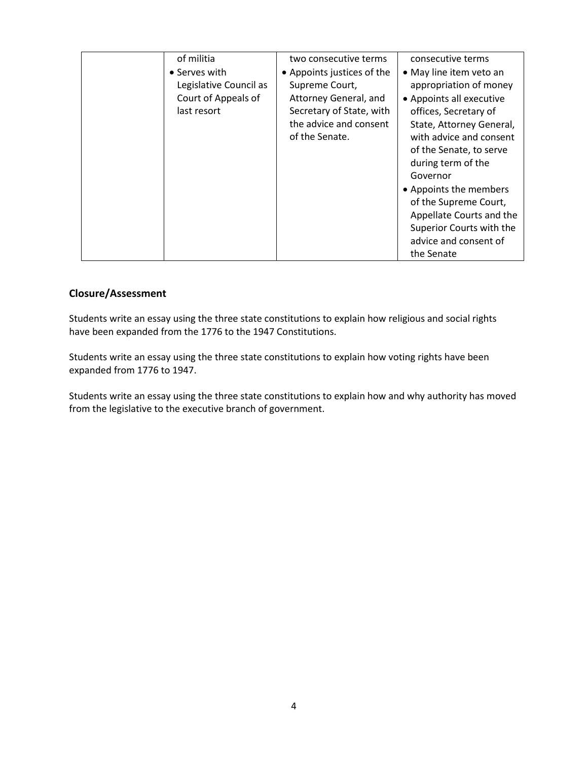| | | | |
|---|---|---|---|
| | of militia<br>• Serves with Legislative Council as Court of Appeals of last resort | two consecutive terms<br>• Appoints justices of the Supreme Court, Attorney General, and Secretary of State, with the advice and consent of the Senate. | consecutive terms<br>• May line item veto an appropriation of money<br>• Appoints all executive offices, Secretary of State, Attorney General, with advice and consent of the Senate, to serve during term of the Governor<br>• Appoints the members of the Supreme Court, Appellate Courts and the Superior Courts with the advice and consent of the Senate |

### Closure/Assessment

Students write an essay using the three state constitutions to explain how religious and social rights have been expanded from the 1776 to the 1947 Constitutions.

Students write an essay using the three state constitutions to explain how voting rights have been expanded from 1776 to 1947.

Students write an essay using the three state constitutions to explain how and why authority has moved from the legislative to the executive branch of government.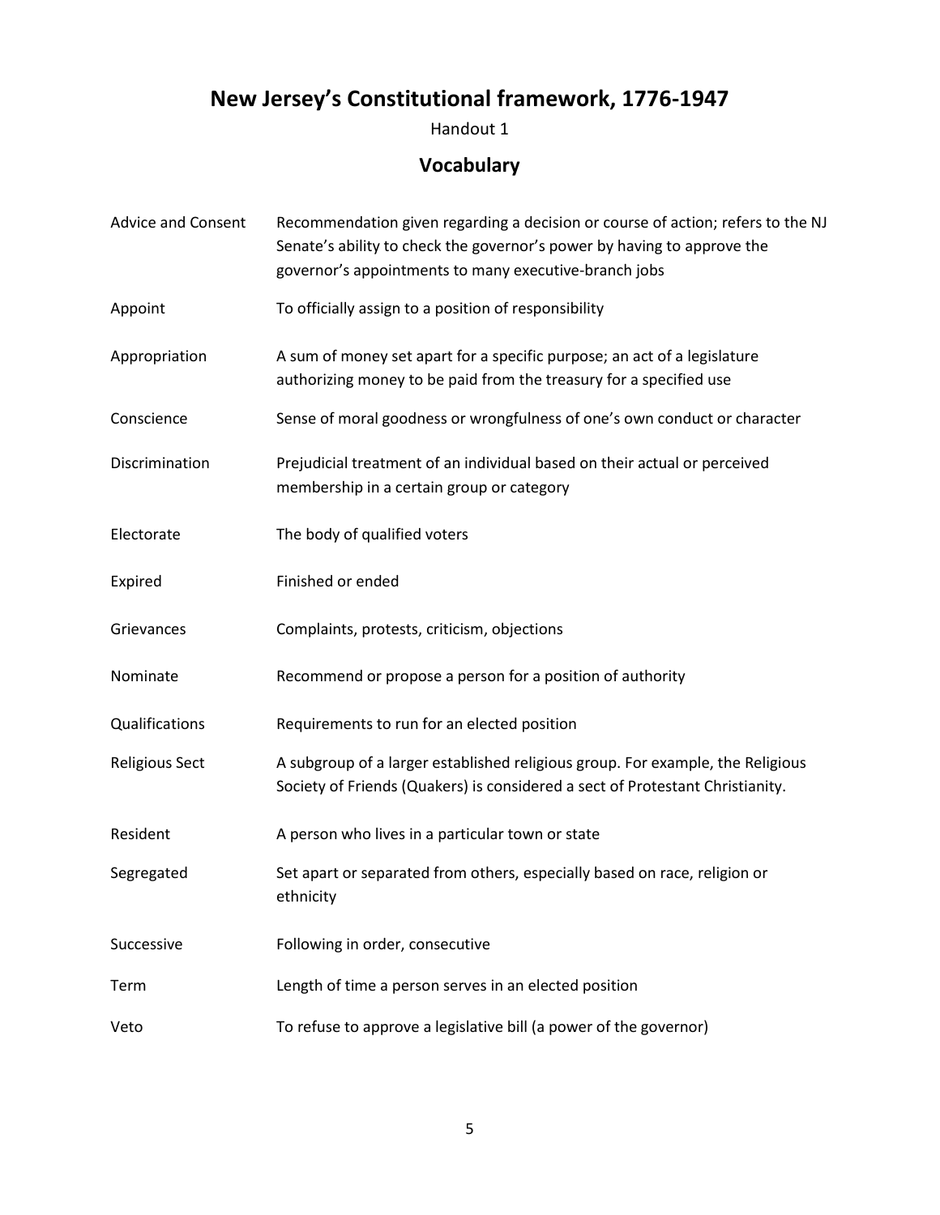# New Jersey's Constitutional framework, 1776-1947

Handout 1

## Vocabulary

| Term | Definition |
| --- | --- |
| Advice and Consent | Recommendation given regarding a decision or course of action; refers to the NJ Senate's ability to check the governor's power by having to approve the governor's appointments to many executive-branch jobs |
| Appoint | To officially assign to a position of responsibility |
| Appropriation | A sum of money set apart for a specific purpose; an act of a legislature authorizing money to be paid from the treasury for a specified use |
| Conscience | Sense of moral goodness or wrongfulness of one's own conduct or character |
| Discrimination | Prejudicial treatment of an individual based on their actual or perceived membership in a certain group or category |
| Electorate | The body of qualified voters |
| Expired | Finished or ended |
| Grievances | Complaints, protests, criticism, objections |
| Nominate | Recommend or propose a person for a position of authority |
| Qualifications | Requirements to run for an elected position |
| Religious Sect | A subgroup of a larger established religious group. For example, the Religious Society of Friends (Quakers) is considered a sect of Protestant Christianity. |
| Resident | A person who lives in a particular town or state |
| Segregated | Set apart or separated from others, especially based on race, religion or ethnicity |
| Successive | Following in order, consecutive |
| Term | Length of time a person serves in an elected position |
| Veto | To refuse to approve a legislative bill (a power of the governor) |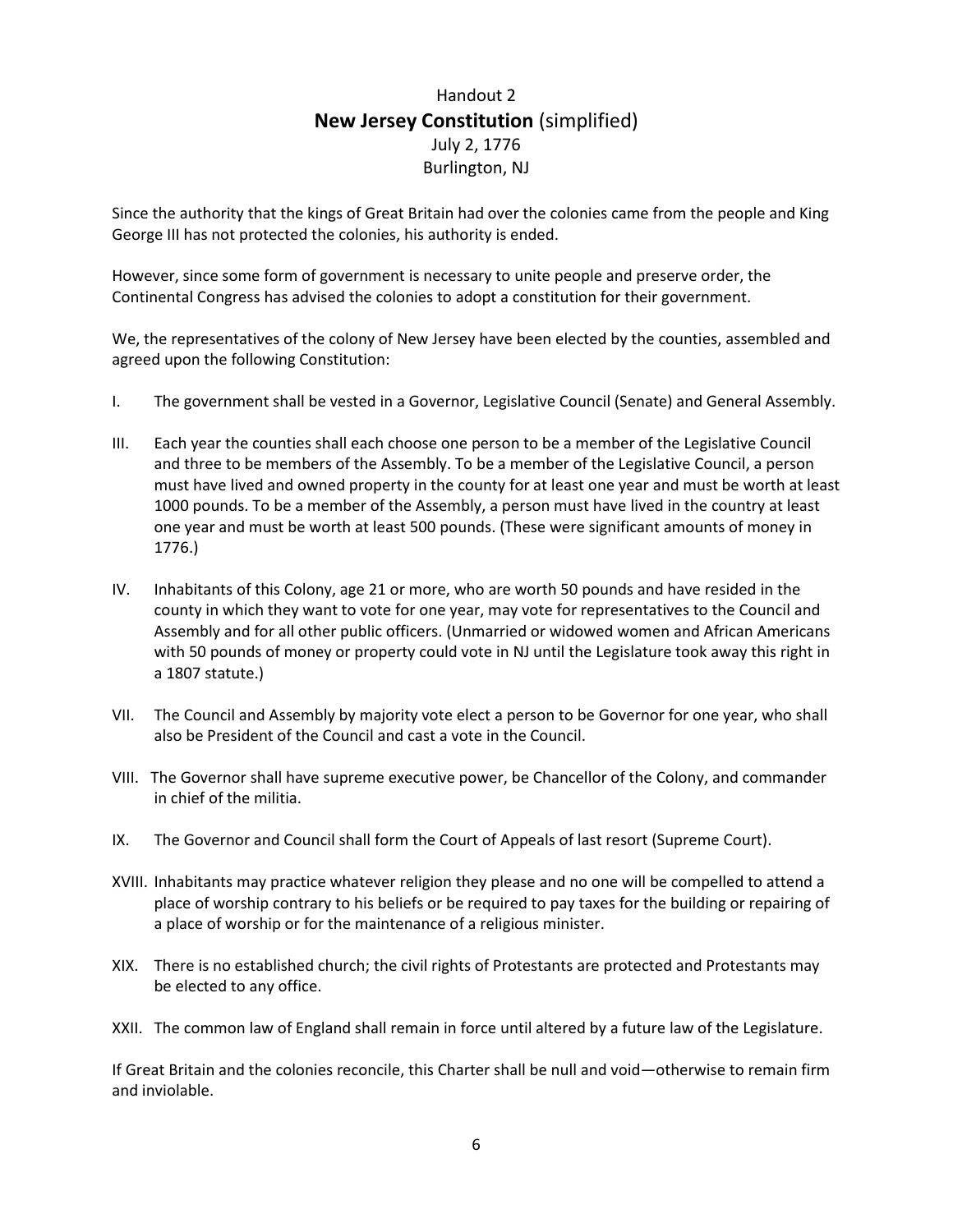# Handout 2
## **New Jersey Constitution** (simplified)
### July 2, 1776
### Burlington, NJ

Since the authority that the kings of Great Britain had over the colonies came from the people and King George III has not protected the colonies, his authority is ended.

However, since some form of government is necessary to unite people and preserve order, the Continental Congress has advised the colonies to adopt a constitution for their government.

We, the representatives of the colony of New Jersey have been elected by the counties, assembled and agreed upon the following Constitution:

I. The government shall be vested in a Governor, Legislative Council (Senate) and General Assembly.

III. Each year the counties shall each choose one person to be a member of the Legislative Council and three to be members of the Assembly. To be a member of the Legislative Council, a person must have lived and owned property in the county for at least one year and must be worth at least 1000 pounds. To be a member of the Assembly, a person must have lived in the country at least one year and must be worth at least 500 pounds. (These were significant amounts of money in 1776.)

IV. Inhabitants of this Colony, age 21 or more, who are worth 50 pounds and have resided in the county in which they want to vote for one year, may vote for representatives to the Council and Assembly and for all other public officers. (Unmarried or widowed women and African Americans with 50 pounds of money or property could vote in NJ until the Legislature took away this right in a 1807 statute.)

VII. The Council and Assembly by majority vote elect a person to be Governor for one year, who shall also be President of the Council and cast a vote in the Council.

VIII. The Governor shall have supreme executive power, be Chancellor of the Colony, and commander in chief of the militia.

IX. The Governor and Council shall form the Court of Appeals of last resort (Supreme Court).

XVIII. Inhabitants may practice whatever religion they please and no one will be compelled to attend a place of worship contrary to his beliefs or be required to pay taxes for the building or repairing of a place of worship or for the maintenance of a religious minister.

XIX. There is no established church; the civil rights of Protestants are protected and Protestants may be elected to any office.

XXII. The common law of England shall remain in force until altered by a future law of the Legislature.

If Great Britain and the colonies reconcile, this Charter shall be null and void—otherwise to remain firm and inviolable.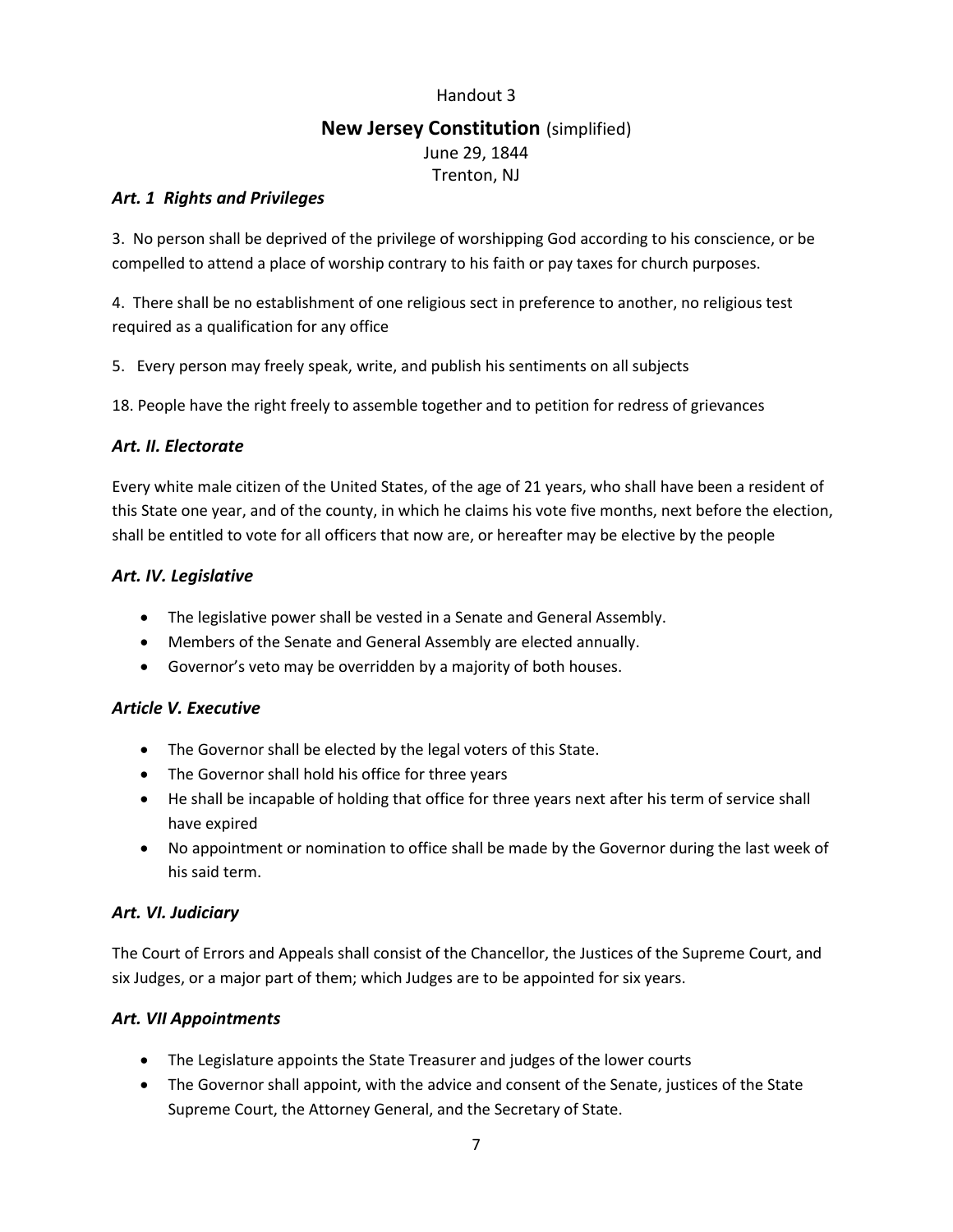Handout 3

# New Jersey Constitution (simplified)

June 29, 1844

Trenton, NJ

### *Art. 1 Rights and Privileges*

3. No person shall be deprived of the privilege of worshipping God according to his conscience, or be compelled to attend a place of worship contrary to his faith or pay taxes for church purposes.

4. There shall be no establishment of one religious sect in preference to another, no religious test required as a qualification for any office

5. Every person may freely speak, write, and publish his sentiments on all subjects

18. People have the right freely to assemble together and to petition for redress of grievances

### *Art. II. Electorate*

Every white male citizen of the United States, of the age of 21 years, who shall have been a resident of this State one year, and of the county, in which he claims his vote five months, next before the election, shall be entitled to vote for all officers that now are, or hereafter may be elective by the people

### *Art. IV. Legislative*

- The legislative power shall be vested in a Senate and General Assembly.
- Members of the Senate and General Assembly are elected annually.
- Governor's veto may be overridden by a majority of both houses.

### *Article V. Executive*

- The Governor shall be elected by the legal voters of this State.
- The Governor shall hold his office for three years
- He shall be incapable of holding that office for three years next after his term of service shall have expired
- No appointment or nomination to office shall be made by the Governor during the last week of his said term.

### *Art. VI. Judiciary*

The Court of Errors and Appeals shall consist of the Chancellor, the Justices of the Supreme Court, and six Judges, or a major part of them; which Judges are to be appointed for six years.

### *Art. VII Appointments*

- The Legislature appoints the State Treasurer and judges of the lower courts
- The Governor shall appoint, with the advice and consent of the Senate, justices of the State Supreme Court, the Attorney General, and the Secretary of State.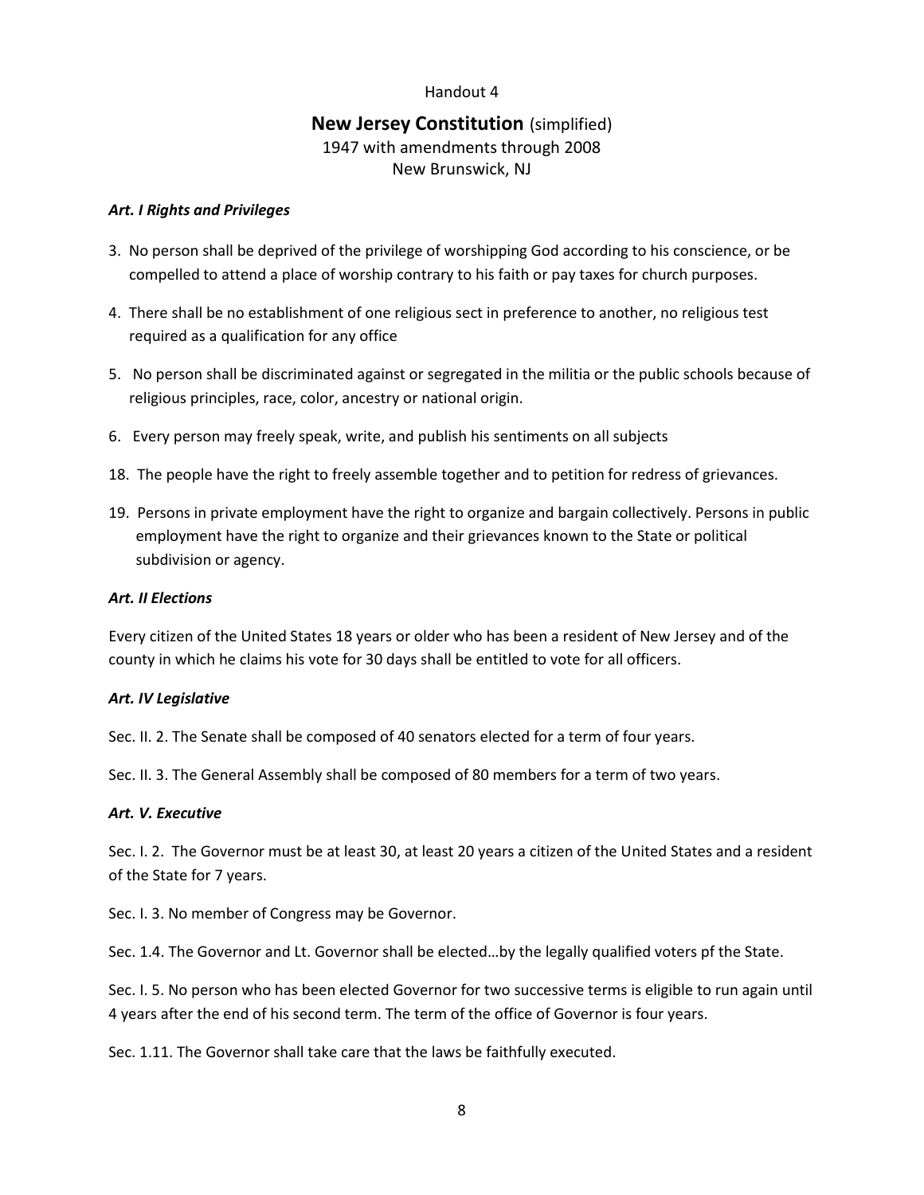Handout 4

# New Jersey Constitution (simplified)

1947 with amendments through 2008
New Brunswick, NJ

### *Art. I Rights and Privileges*

3. No person shall be deprived of the privilege of worshipping God according to his conscience, or be compelled to attend a place of worship contrary to his faith or pay taxes for church purposes.

4. There shall be no establishment of one religious sect in preference to another, no religious test required as a qualification for any office

5. No person shall be discriminated against or segregated in the militia or the public schools because of religious principles, race, color, ancestry or national origin.

6. Every person may freely speak, write, and publish his sentiments on all subjects

18. The people have the right to freely assemble together and to petition for redress of grievances.

19. Persons in private employment have the right to organize and bargain collectively. Persons in public employment have the right to organize and their grievances known to the State or political subdivision or agency.

### *Art. II Elections*

Every citizen of the United States 18 years or older who has been a resident of New Jersey and of the county in which he claims his vote for 30 days shall be entitled to vote for all officers.

### *Art. IV Legislative*

Sec. II. 2. The Senate shall be composed of 40 senators elected for a term of four years.

Sec. II. 3. The General Assembly shall be composed of 80 members for a term of two years.

### *Art. V. Executive*

Sec. I. 2. The Governor must be at least 30, at least 20 years a citizen of the United States and a resident of the State for 7 years.

Sec. I. 3. No member of Congress may be Governor.

Sec. 1.4. The Governor and Lt. Governor shall be elected…by the legally qualified voters pf the State.

Sec. I. 5. No person who has been elected Governor for two successive terms is eligible to run again until 4 years after the end of his second term. The term of the office of Governor is four years.

Sec. 1.11. The Governor shall take care that the laws be faithfully executed.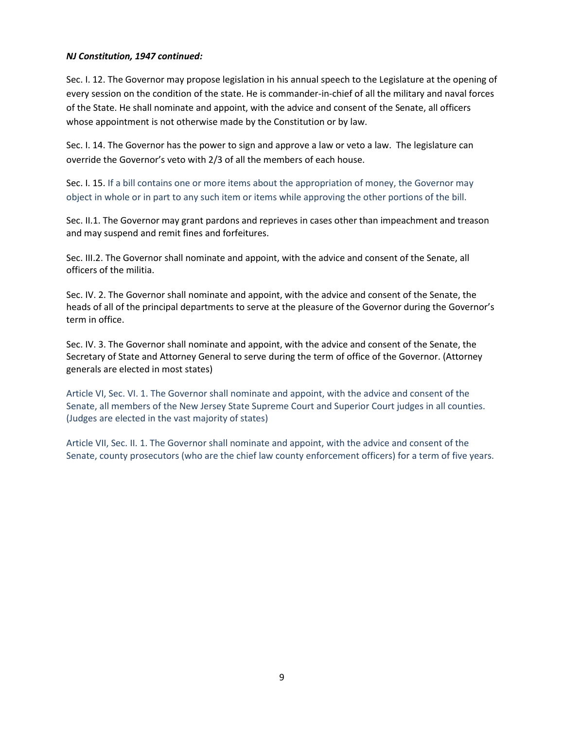***NJ Constitution, 1947 continued:***

Sec. I. 12. The Governor may propose legislation in his annual speech to the Legislature at the opening of every session on the condition of the state. He is commander-in-chief of all the military and naval forces of the State. He shall nominate and appoint, with the advice and consent of the Senate, all officers whose appointment is not otherwise made by the Constitution or by law.

Sec. I. 14. The Governor has the power to sign and approve a law or veto a law. The legislature can override the Governor's veto with 2/3 of all the members of each house.

Sec. I. 15. If a bill contains one or more items about the appropriation of money, the Governor may object in whole or in part to any such item or items while approving the other portions of the bill.

Sec. II.1. The Governor may grant pardons and reprieves in cases other than impeachment and treason and may suspend and remit fines and forfeitures.

Sec. III.2. The Governor shall nominate and appoint, with the advice and consent of the Senate, all officers of the militia.

Sec. IV. 2. The Governor shall nominate and appoint, with the advice and consent of the Senate, the heads of all of the principal departments to serve at the pleasure of the Governor during the Governor's term in office.

Sec. IV. 3. The Governor shall nominate and appoint, with the advice and consent of the Senate, the Secretary of State and Attorney General to serve during the term of office of the Governor. (Attorney generals are elected in most states)

Article VI, Sec. VI. 1. The Governor shall nominate and appoint, with the advice and consent of the Senate, all members of the New Jersey State Supreme Court and Superior Court judges in all counties. (Judges are elected in the vast majority of states)

Article VII, Sec. II. 1. The Governor shall nominate and appoint, with the advice and consent of the Senate, county prosecutors (who are the chief law county enforcement officers) for a term of five years.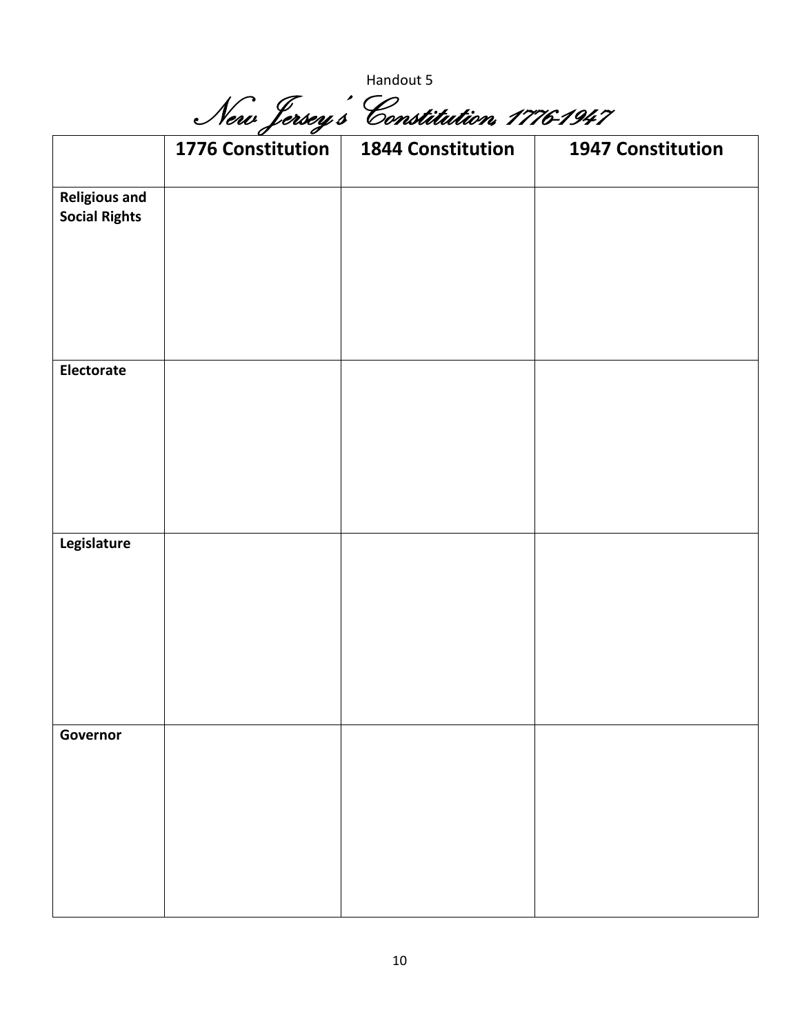Handout 5

# New Jersey's Constitution, 1776-1947

| | 1776 Constitution | 1844 Constitution | 1947 Constitution |
|---|---|---|---|
| **Religious and Social Rights** | | | |
| **Electorate** | | | |
| **Legislature** | | | |
| **Governor** | | | |